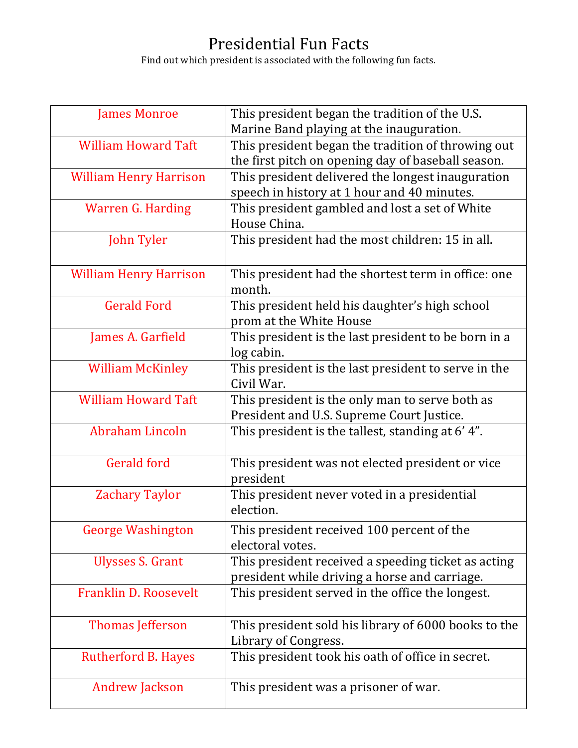# Presidential Fun Facts

Find out which president is associated with the following fun facts.

| | |
|---|---|
| James Monroe | This president began the tradition of the U.S. Marine Band playing at the inauguration. |
| William Howard Taft | This president began the tradition of throwing out the first pitch on opening day of baseball season. |
| William Henry Harrison | This president delivered the longest inauguration speech in history at 1 hour and 40 minutes. |
| Warren G. Harding | This president gambled and lost a set of White House China. |
| John Tyler | This president had the most children: 15 in all. |
| William Henry Harrison | This president had the shortest term in office: one month. |
| Gerald Ford | This president held his daughter's high school prom at the White House |
| James A. Garfield | This president is the last president to be born in a log cabin. |
| William McKinley | This president is the last president to serve in the Civil War. |
| William Howard Taft | This president is the only man to serve both as President and U.S. Supreme Court Justice. |
| Abraham Lincoln | This president is the tallest, standing at 6' 4". |
| Gerald ford | This president was not elected president or vice president |
| Zachary Taylor | This president never voted in a presidential election. |
| George Washington | This president received 100 percent of the electoral votes. |
| Ulysses S. Grant | This president received a speeding ticket as acting president while driving a horse and carriage. |
| Franklin D. Roosevelt | This president served in the office the longest. |
| Thomas Jefferson | This president sold his library of 6000 books to the Library of Congress. |
| Rutherford B. Hayes | This president took his oath of office in secret. |
| Andrew Jackson | This president was a prisoner of war. |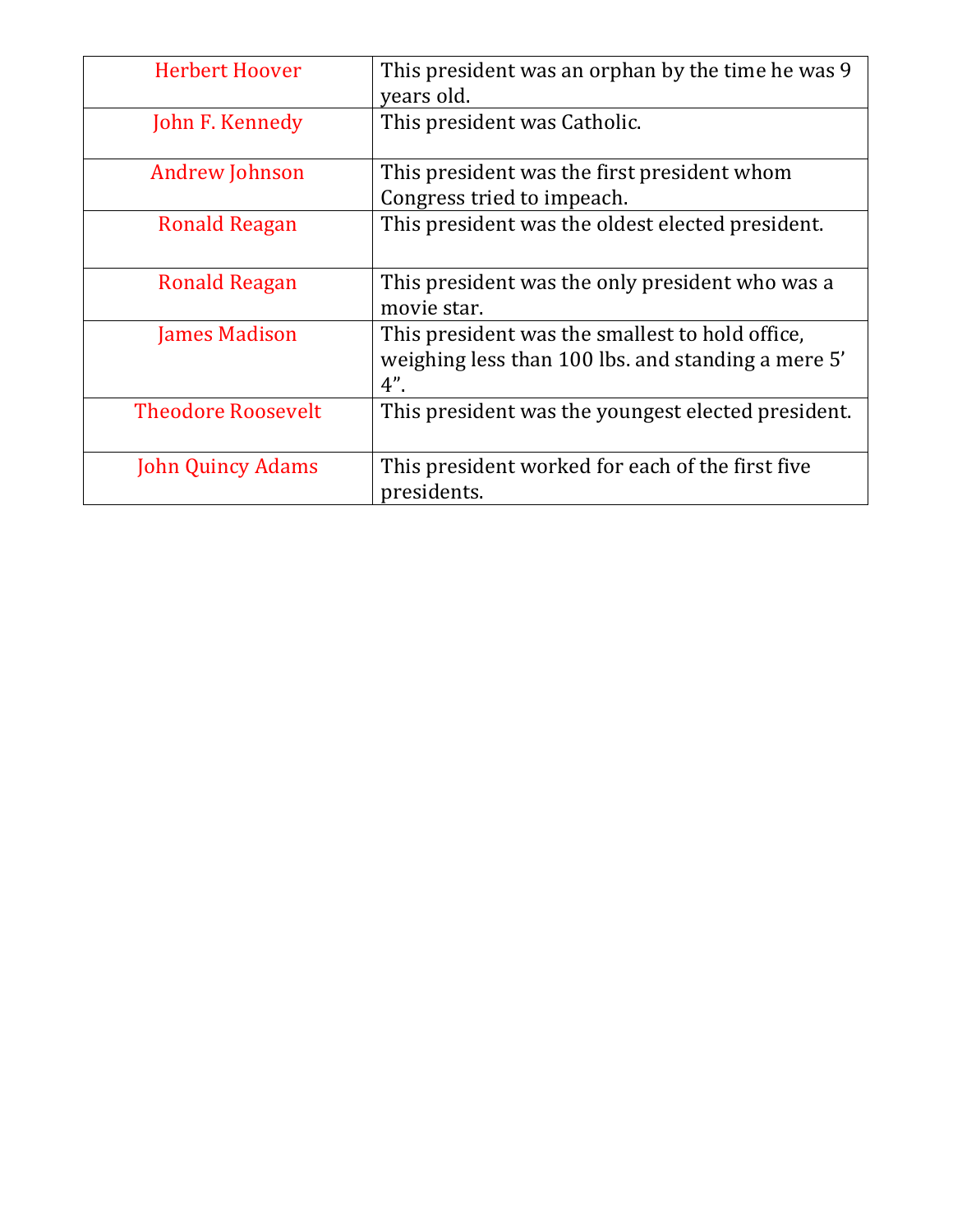| | |
|---|---|
| Herbert Hoover | This president was an orphan by the time he was 9 years old. |
| John F. Kennedy | This president was Catholic. |
| Andrew Johnson | This president was the first president whom Congress tried to impeach. |
| Ronald Reagan | This president was the oldest elected president. |
| Ronald Reagan | This president was the only president who was a movie star. |
| James Madison | This president was the smallest to hold office, weighing less than 100 lbs. and standing a mere 5' 4". |
| Theodore Roosevelt | This president was the youngest elected president. |
| John Quincy Adams | This president worked for each of the first five presidents. |